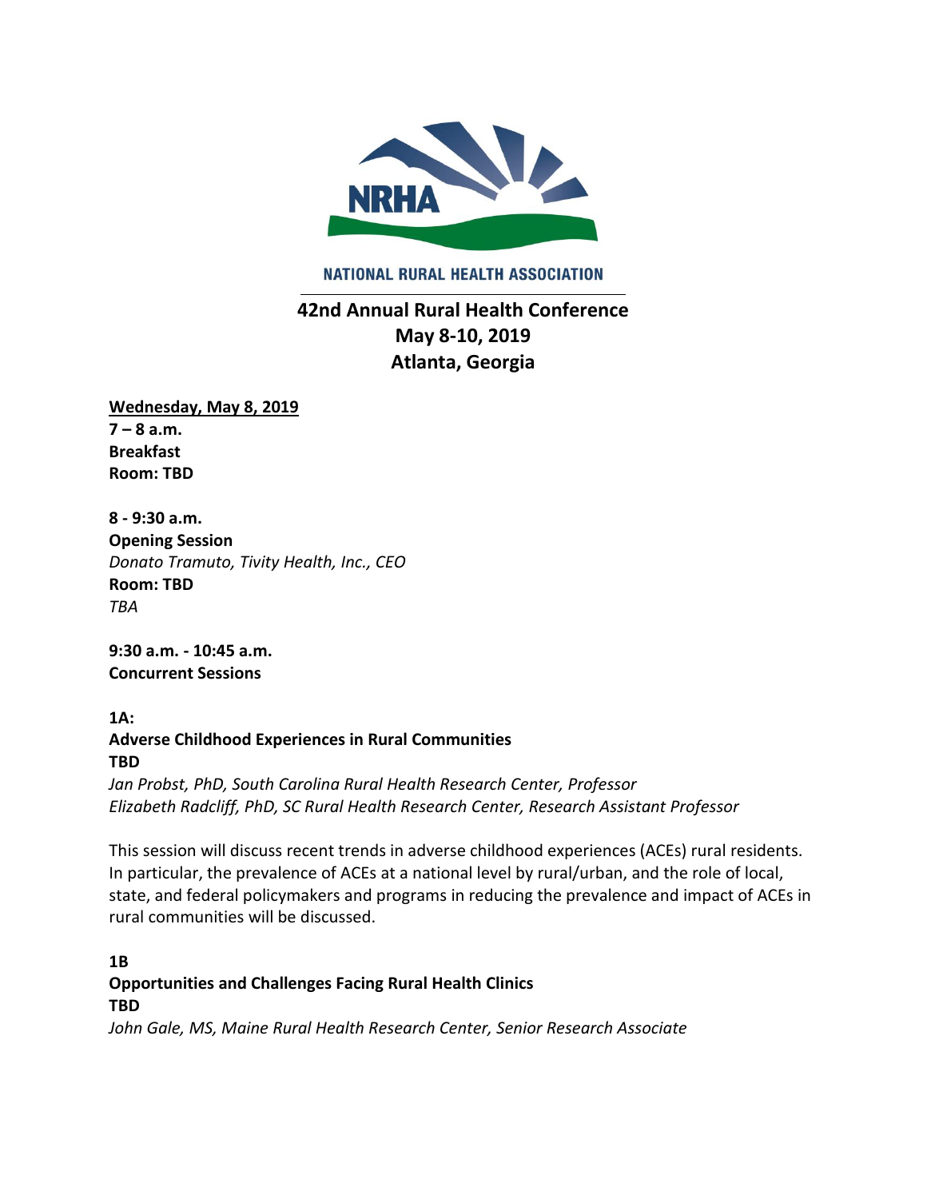NATIONAL RURAL HEALTH ASSOCIATION

# 42nd Annual Rural Health Conference
# May 8-10, 2019
# Atlanta, Georgia

**Wednesday, May 8, 2019**
**7 – 8 a.m.**
**Breakfast**
**Room: TBD**

**8 - 9:30 a.m.**
**Opening Session**
*Donato Tramuto, Tivity Health, Inc., CEO*
**Room: TBD**
*TBA*

**9:30 a.m. - 10:45 a.m.**
**Concurrent Sessions**

**1A:**
**Adverse Childhood Experiences in Rural Communities**
**TBD**
*Jan Probst, PhD, South Carolina Rural Health Research Center, Professor*
*Elizabeth Radcliff, PhD, SC Rural Health Research Center, Research Assistant Professor*

This session will discuss recent trends in adverse childhood experiences (ACEs) rural residents. In particular, the prevalence of ACEs at a national level by rural/urban, and the role of local, state, and federal policymakers and programs in reducing the prevalence and impact of ACEs in rural communities will be discussed.

**1B**
**Opportunities and Challenges Facing Rural Health Clinics**
**TBD**
*John Gale, MS, Maine Rural Health Research Center, Senior Research Associate*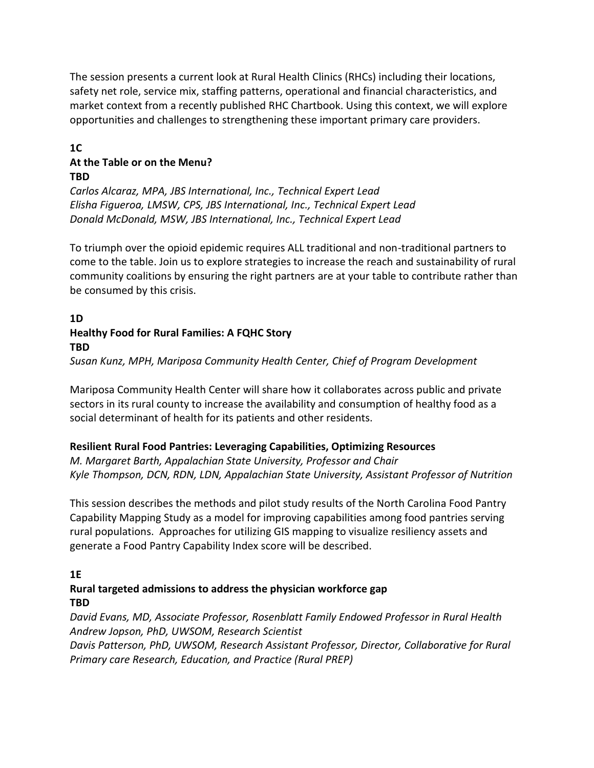The session presents a current look at Rural Health Clinics (RHCs) including their locations, safety net role, service mix, staffing patterns, operational and financial characteristics, and market context from a recently published RHC Chartbook. Using this context, we will explore opportunities and challenges to strengthening these important primary care providers.

**1C**

**At the Table or on the Menu?**

**TBD**

*Carlos Alcaraz, MPA, JBS International, Inc., Technical Expert Lead*
*Elisha Figueroa, LMSW, CPS, JBS International, Inc., Technical Expert Lead*
*Donald McDonald, MSW, JBS International, Inc., Technical Expert Lead*

To triumph over the opioid epidemic requires ALL traditional and non-traditional partners to come to the table. Join us to explore strategies to increase the reach and sustainability of rural community coalitions by ensuring the right partners are at your table to contribute rather than be consumed by this crisis.

**1D**

**Healthy Food for Rural Families: A FQHC Story**

**TBD**

*Susan Kunz, MPH, Mariposa Community Health Center, Chief of Program Development*

Mariposa Community Health Center will share how it collaborates across public and private sectors in its rural county to increase the availability and consumption of healthy food as a social determinant of health for its patients and other residents.

**Resilient Rural Food Pantries: Leveraging Capabilities, Optimizing Resources**

*M. Margaret Barth, Appalachian State University, Professor and Chair*
*Kyle Thompson, DCN, RDN, LDN, Appalachian State University, Assistant Professor of Nutrition*

This session describes the methods and pilot study results of the North Carolina Food Pantry Capability Mapping Study as a model for improving capabilities among food pantries serving rural populations. Approaches for utilizing GIS mapping to visualize resiliency assets and generate a Food Pantry Capability Index score will be described.

**1E**

**Rural targeted admissions to address the physician workforce gap**

**TBD**

*David Evans, MD, Associate Professor, Rosenblatt Family Endowed Professor in Rural Health*
*Andrew Jopson, PhD, UWSOM, Research Scientist*
*Davis Patterson, PhD, UWSOM, Research Assistant Professor, Director, Collaborative for Rural Primary care Research, Education, and Practice (Rural PREP)*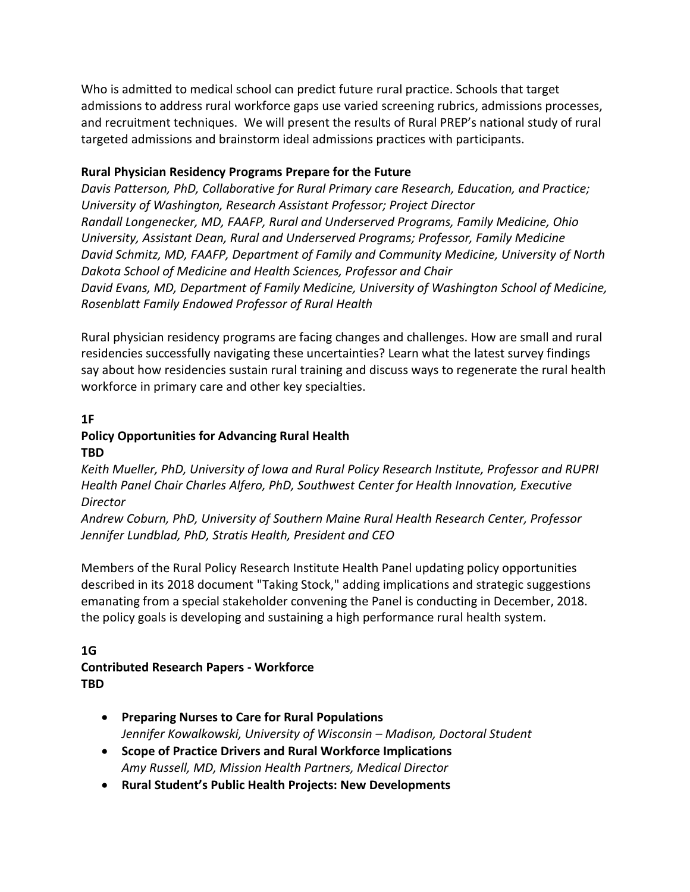Who is admitted to medical school can predict future rural practice. Schools that target admissions to address rural workforce gaps use varied screening rubrics, admissions processes, and recruitment techniques. We will present the results of Rural PREP's national study of rural targeted admissions and brainstorm ideal admissions practices with participants.

**Rural Physician Residency Programs Prepare for the Future**

*Davis Patterson, PhD, Collaborative for Rural Primary care Research, Education, and Practice; University of Washington, Research Assistant Professor; Project Director*
*Randall Longenecker, MD, FAAFP, Rural and Underserved Programs, Family Medicine, Ohio University, Assistant Dean, Rural and Underserved Programs; Professor, Family Medicine*
*David Schmitz, MD, FAAFP, Department of Family and Community Medicine, University of North Dakota School of Medicine and Health Sciences, Professor and Chair*
*David Evans, MD, Department of Family Medicine, University of Washington School of Medicine, Rosenblatt Family Endowed Professor of Rural Health*

Rural physician residency programs are facing changes and challenges. How are small and rural residencies successfully navigating these uncertainties? Learn what the latest survey findings say about how residencies sustain rural training and discuss ways to regenerate the rural health workforce in primary care and other key specialties.

**1F**

**Policy Opportunities for Advancing Rural Health**
**TBD**

*Keith Mueller, PhD, University of Iowa and Rural Policy Research Institute, Professor and RUPRI Health Panel Chair Charles Alfero, PhD, Southwest Center for Health Innovation, Executive Director*
*Andrew Coburn, PhD, University of Southern Maine Rural Health Research Center, Professor*
*Jennifer Lundblad, PhD, Stratis Health, President and CEO*

Members of the Rural Policy Research Institute Health Panel updating policy opportunities described in its 2018 document "Taking Stock," adding implications and strategic suggestions emanating from a special stakeholder convening the Panel is conducting in December, 2018. the policy goals is developing and sustaining a high performance rural health system.

**1G**

**Contributed Research Papers - Workforce**
**TBD**

- **Preparing Nurses to Care for Rural Populations**
  *Jennifer Kowalkowski, University of Wisconsin – Madison, Doctoral Student*
- **Scope of Practice Drivers and Rural Workforce Implications**
  *Amy Russell, MD, Mission Health Partners, Medical Director*
- **Rural Student's Public Health Projects: New Developments**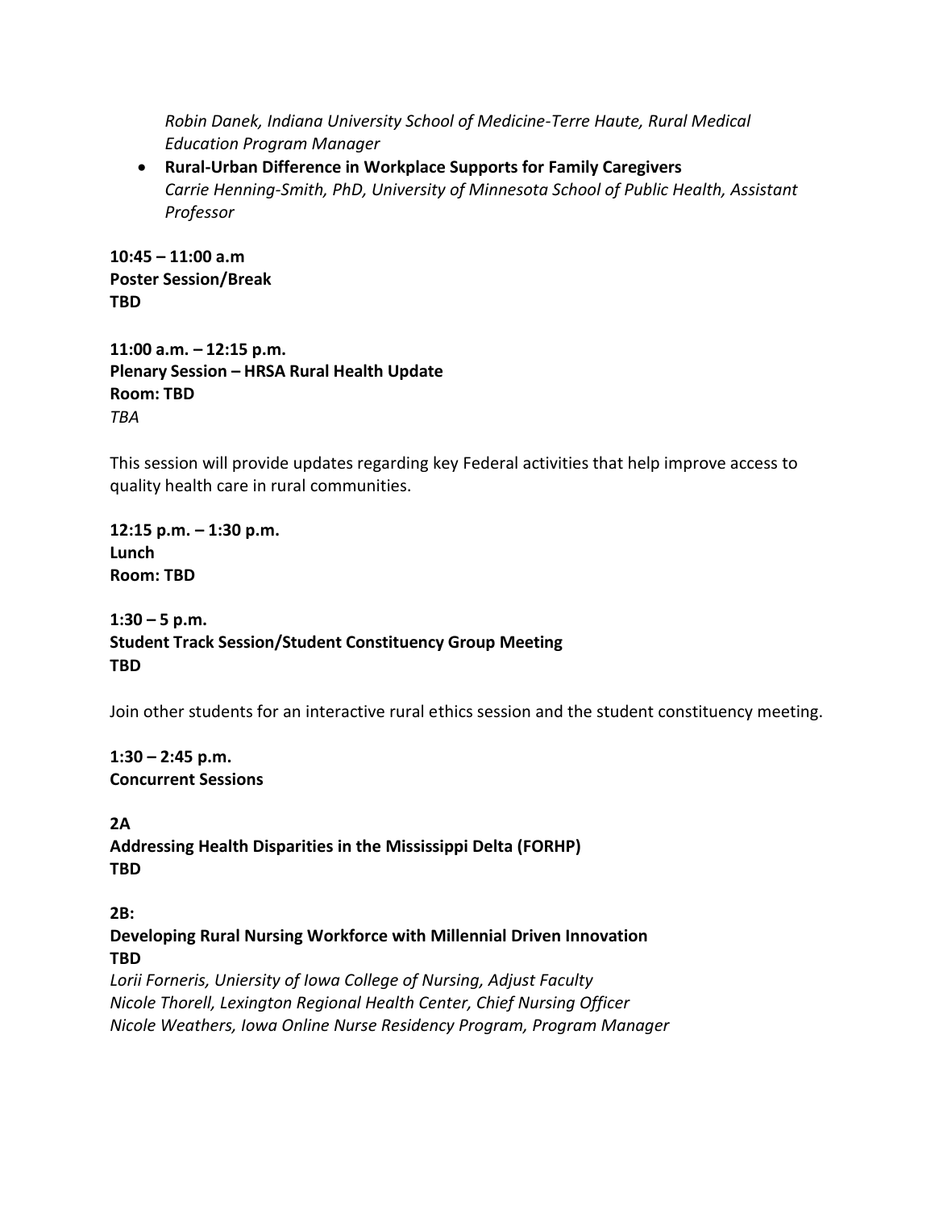*Robin Danek, Indiana University School of Medicine-Terre Haute, Rural Medical Education Program Manager*

- **Rural-Urban Difference in Workplace Supports for Family Caregivers**
  *Carrie Henning-Smith, PhD, University of Minnesota School of Public Health, Assistant Professor*

**10:45 – 11:00 a.m**
**Poster Session/Break**
**TBD**

**11:00 a.m. – 12:15 p.m.**
**Plenary Session – HRSA Rural Health Update**
**Room: TBD**
*TBA*

This session will provide updates regarding key Federal activities that help improve access to quality health care in rural communities.

**12:15 p.m. – 1:30 p.m.**
**Lunch**
**Room: TBD**

**1:30 – 5 p.m.**
**Student Track Session/Student Constituency Group Meeting**
**TBD**

Join other students for an interactive rural ethics session and the student constituency meeting.

**1:30 – 2:45 p.m.**
**Concurrent Sessions**

**2A**
**Addressing Health Disparities in the Mississippi Delta (FORHP)**
**TBD**

**2B:**
**Developing Rural Nursing Workforce with Millennial Driven Innovation**
**TBD**
*Lorii Forneris, Uniersity of Iowa College of Nursing, Adjust Faculty*
*Nicole Thorell, Lexington Regional Health Center, Chief Nursing Officer*
*Nicole Weathers, Iowa Online Nurse Residency Program, Program Manager*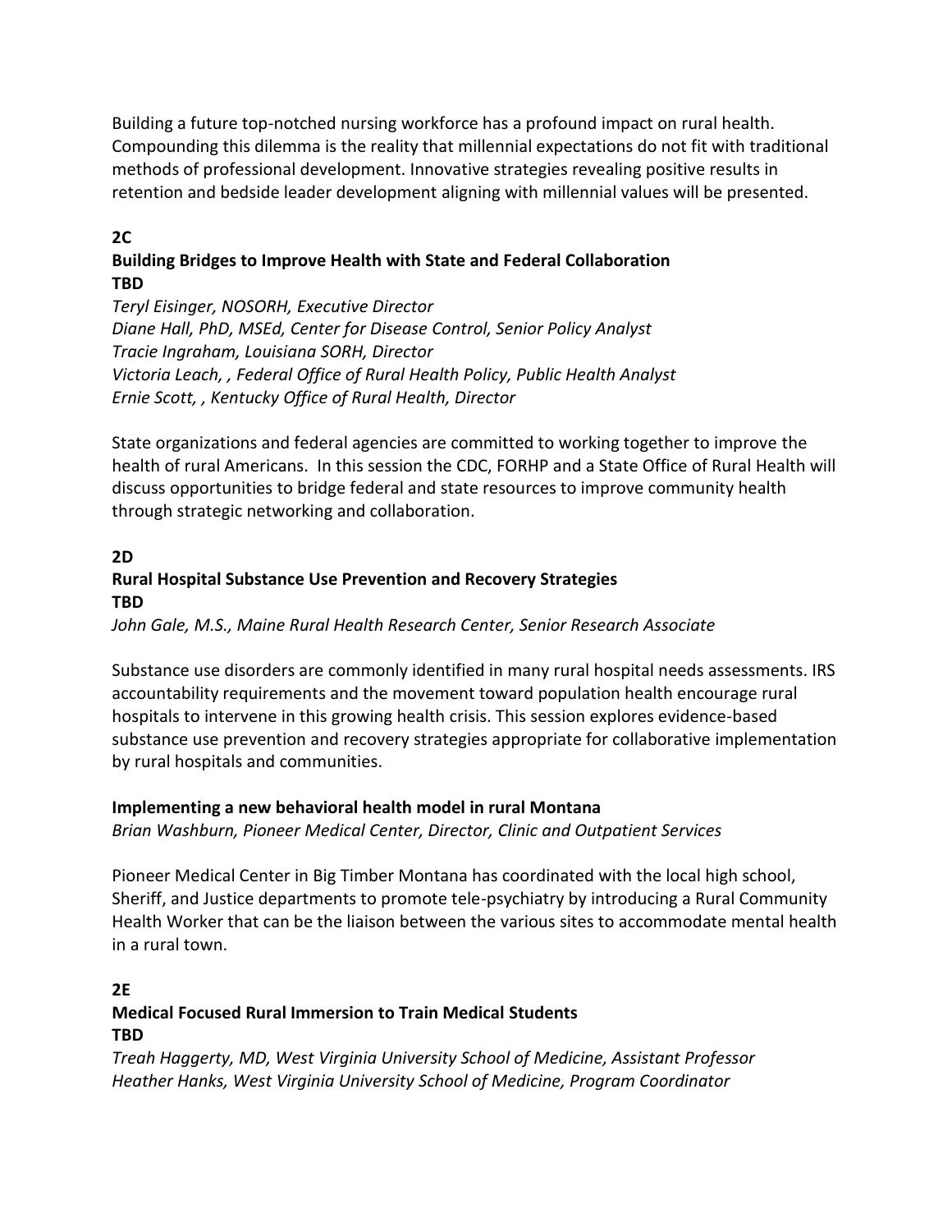Building a future top-notched nursing workforce has a profound impact on rural health. Compounding this dilemma is the reality that millennial expectations do not fit with traditional methods of professional development. Innovative strategies revealing positive results in retention and bedside leader development aligning with millennial values will be presented.

**2C**

**Building Bridges to Improve Health with State and Federal Collaboration**
**TBD**

*Teryl Eisinger, NOSORH, Executive Director*
*Diane Hall, PhD, MSEd, Center for Disease Control, Senior Policy Analyst*
*Tracie Ingraham, Louisiana SORH, Director*
*Victoria Leach, , Federal Office of Rural Health Policy, Public Health Analyst*
*Ernie Scott, , Kentucky Office of Rural Health, Director*

State organizations and federal agencies are committed to working together to improve the health of rural Americans. In this session the CDC, FORHP and a State Office of Rural Health will discuss opportunities to bridge federal and state resources to improve community health through strategic networking and collaboration.

**2D**

**Rural Hospital Substance Use Prevention and Recovery Strategies**
**TBD**

*John Gale, M.S., Maine Rural Health Research Center, Senior Research Associate*

Substance use disorders are commonly identified in many rural hospital needs assessments. IRS accountability requirements and the movement toward population health encourage rural hospitals to intervene in this growing health crisis. This session explores evidence-based substance use prevention and recovery strategies appropriate for collaborative implementation by rural hospitals and communities.

**Implementing a new behavioral health model in rural Montana**

*Brian Washburn, Pioneer Medical Center, Director, Clinic and Outpatient Services*

Pioneer Medical Center in Big Timber Montana has coordinated with the local high school, Sheriff, and Justice departments to promote tele-psychiatry by introducing a Rural Community Health Worker that can be the liaison between the various sites to accommodate mental health in a rural town.

**2E**

**Medical Focused Rural Immersion to Train Medical Students**
**TBD**

*Treah Haggerty, MD, West Virginia University School of Medicine, Assistant Professor*
*Heather Hanks, West Virginia University School of Medicine, Program Coordinator*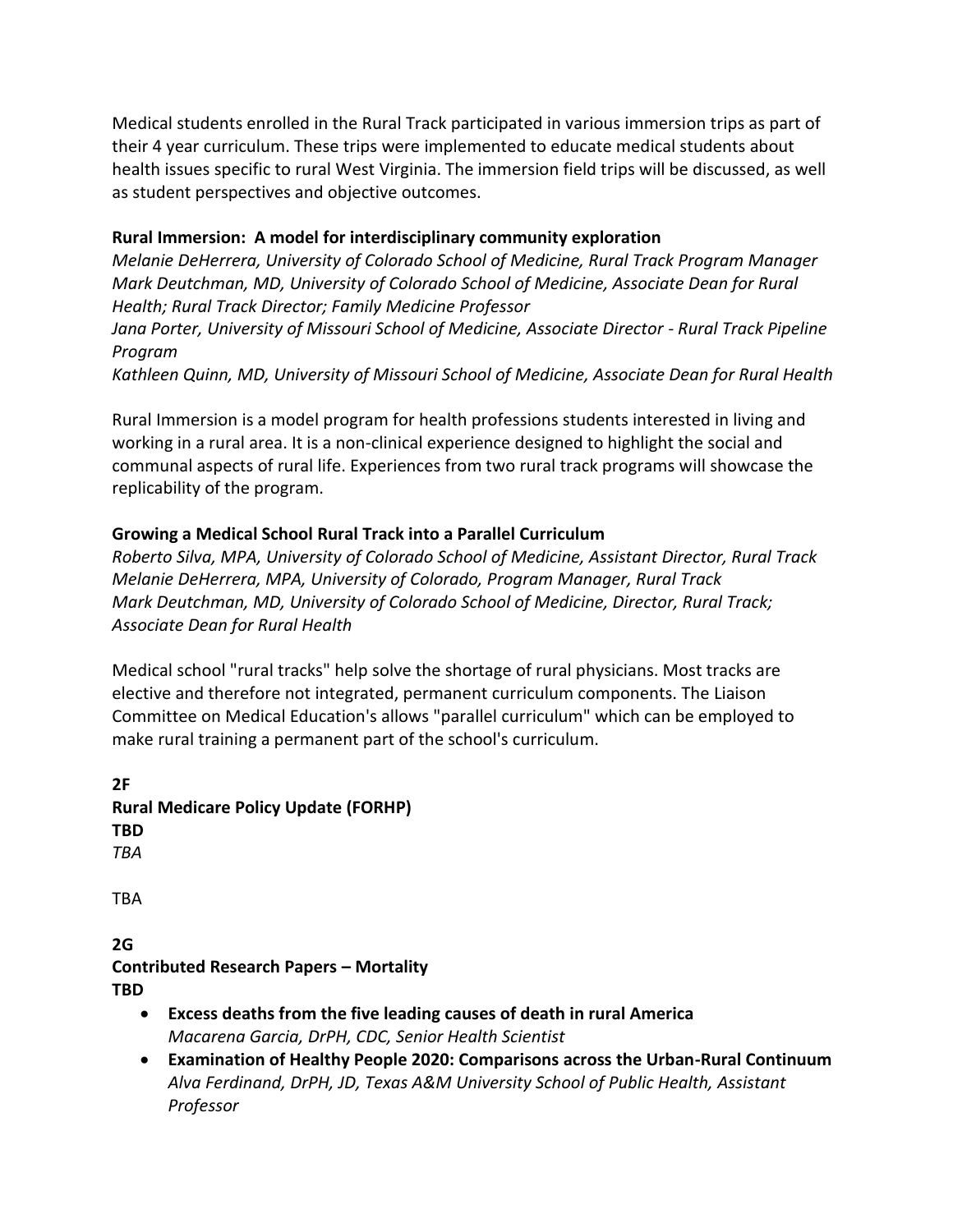Medical students enrolled in the Rural Track participated in various immersion trips as part of their 4 year curriculum. These trips were implemented to educate medical students about health issues specific to rural West Virginia. The immersion field trips will be discussed, as well as student perspectives and objective outcomes.

**Rural Immersion: A model for interdisciplinary community exploration**
*Melanie DeHerrera, University of Colorado School of Medicine, Rural Track Program Manager*
*Mark Deutchman, MD, University of Colorado School of Medicine, Associate Dean for Rural Health; Rural Track Director; Family Medicine Professor*
*Jana Porter, University of Missouri School of Medicine, Associate Director - Rural Track Pipeline Program*
*Kathleen Quinn, MD, University of Missouri School of Medicine, Associate Dean for Rural Health*

Rural Immersion is a model program for health professions students interested in living and working in a rural area. It is a non-clinical experience designed to highlight the social and communal aspects of rural life. Experiences from two rural track programs will showcase the replicability of the program.

**Growing a Medical School Rural Track into a Parallel Curriculum**
*Roberto Silva, MPA, University of Colorado School of Medicine, Assistant Director, Rural Track*
*Melanie DeHerrera, MPA, University of Colorado, Program Manager, Rural Track*
*Mark Deutchman, MD, University of Colorado School of Medicine, Director, Rural Track; Associate Dean for Rural Health*

Medical school "rural tracks" help solve the shortage of rural physicians. Most tracks are elective and therefore not integrated, permanent curriculum components. The Liaison Committee on Medical Education's allows "parallel curriculum" which can be employed to make rural training a permanent part of the school's curriculum.

**2F**
**Rural Medicare Policy Update (FORHP)**
**TBD**
*TBA*

TBA

**2G**
**Contributed Research Papers – Mortality**
**TBD**

- **Excess deaths from the five leading causes of death in rural America**
  *Macarena Garcia, DrPH, CDC, Senior Health Scientist*
- **Examination of Healthy People 2020: Comparisons across the Urban-Rural Continuum**
  *Alva Ferdinand, DrPH, JD, Texas A&M University School of Public Health, Assistant Professor*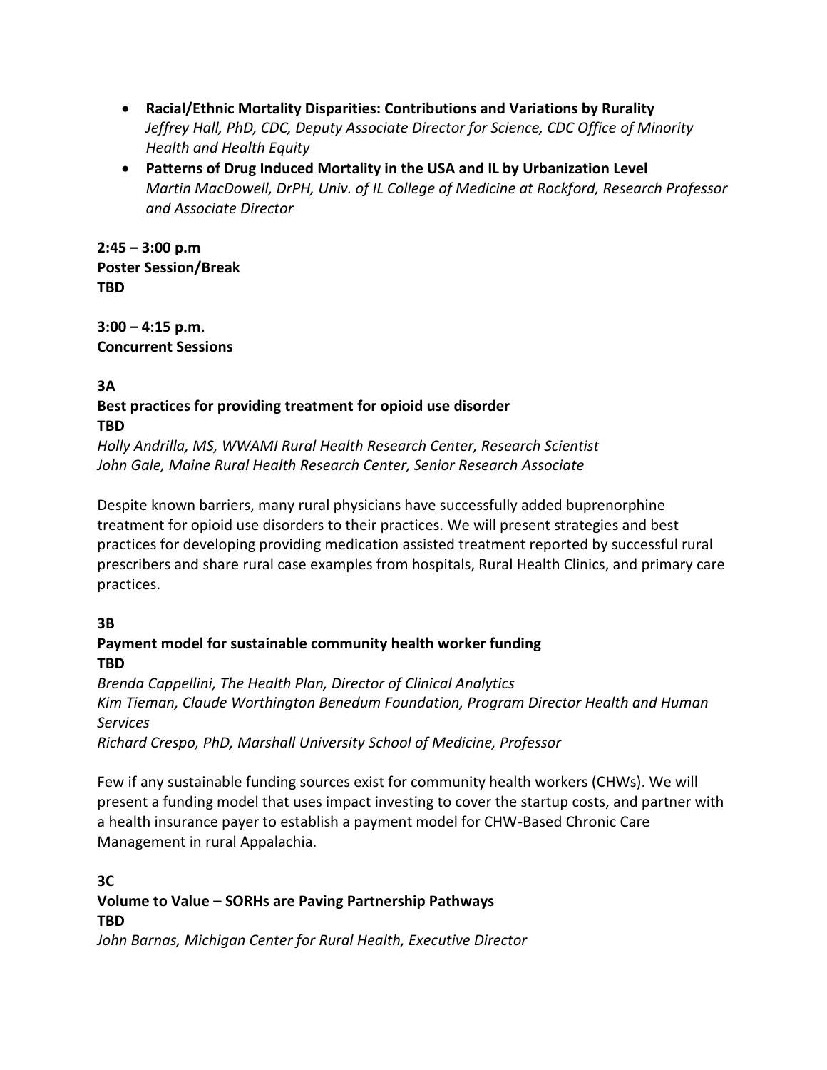- **Racial/Ethnic Mortality Disparities: Contributions and Variations by Rurality**
  *Jeffrey Hall, PhD, CDC, Deputy Associate Director for Science, CDC Office of Minority Health and Health Equity*
- **Patterns of Drug Induced Mortality in the USA and IL by Urbanization Level**
  *Martin MacDowell, DrPH, Univ. of IL College of Medicine at Rockford, Research Professor and Associate Director*

**2:45 – 3:00 p.m**
**Poster Session/Break**
**TBD**

**3:00 – 4:15 p.m.**
**Concurrent Sessions**

**3A**
**Best practices for providing treatment for opioid use disorder**
**TBD**
*Holly Andrilla, MS, WWAMI Rural Health Research Center, Research Scientist*
*John Gale, Maine Rural Health Research Center, Senior Research Associate*

Despite known barriers, many rural physicians have successfully added buprenorphine treatment for opioid use disorders to their practices. We will present strategies and best practices for developing providing medication assisted treatment reported by successful rural prescribers and share rural case examples from hospitals, Rural Health Clinics, and primary care practices.

**3B**
**Payment model for sustainable community health worker funding**
**TBD**
*Brenda Cappellini, The Health Plan, Director of Clinical Analytics*
*Kim Tieman, Claude Worthington Benedum Foundation, Program Director Health and Human Services*
*Richard Crespo, PhD, Marshall University School of Medicine, Professor*

Few if any sustainable funding sources exist for community health workers (CHWs). We will present a funding model that uses impact investing to cover the startup costs, and partner with a health insurance payer to establish a payment model for CHW-Based Chronic Care Management in rural Appalachia.

**3C**
**Volume to Value – SORHs are Paving Partnership Pathways**
**TBD**
*John Barnas, Michigan Center for Rural Health, Executive Director*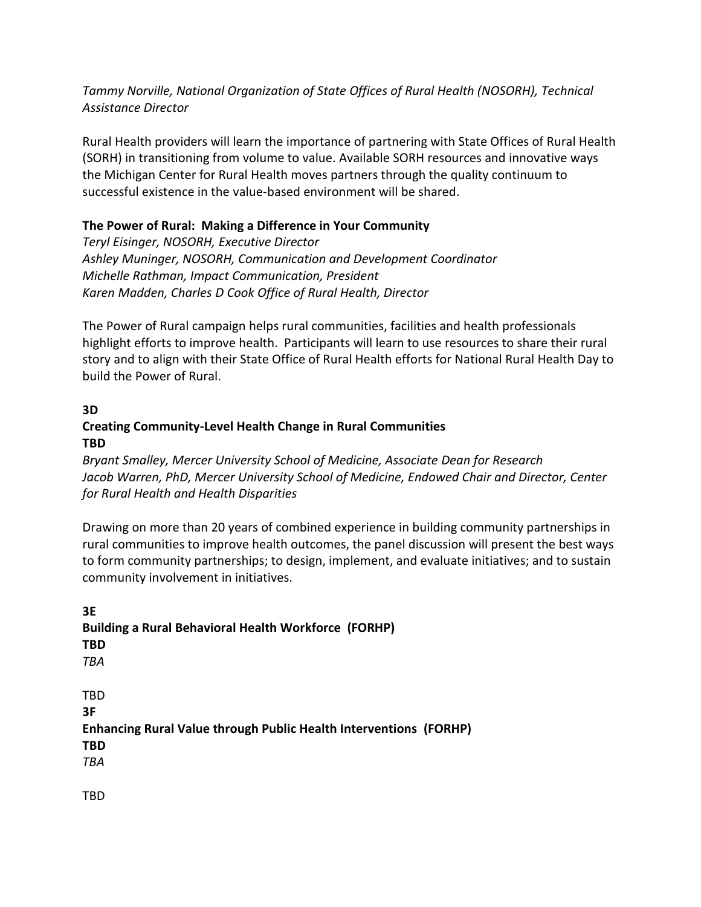*Tammy Norville, National Organization of State Offices of Rural Health (NOSORH), Technical Assistance Director*

Rural Health providers will learn the importance of partnering with State Offices of Rural Health (SORH) in transitioning from volume to value. Available SORH resources and innovative ways the Michigan Center for Rural Health moves partners through the quality continuum to successful existence in the value-based environment will be shared.

**The Power of Rural: Making a Difference in Your Community**

*Teryl Eisinger, NOSORH, Executive Director*
*Ashley Muninger, NOSORH, Communication and Development Coordinator*
*Michelle Rathman, Impact Communication, President*
*Karen Madden, Charles D Cook Office of Rural Health, Director*

The Power of Rural campaign helps rural communities, facilities and health professionals highlight efforts to improve health. Participants will learn to use resources to share their rural story and to align with their State Office of Rural Health efforts for National Rural Health Day to build the Power of Rural.

**3D**

**Creating Community-Level Health Change in Rural Communities**
**TBD**

*Bryant Smalley, Mercer University School of Medicine, Associate Dean for Research*
*Jacob Warren, PhD, Mercer University School of Medicine, Endowed Chair and Director, Center for Rural Health and Health Disparities*

Drawing on more than 20 years of combined experience in building community partnerships in rural communities to improve health outcomes, the panel discussion will present the best ways to form community partnerships; to design, implement, and evaluate initiatives; and to sustain community involvement in initiatives.

**3E**

**Building a Rural Behavioral Health Workforce (FORHP)**
**TBD**

*TBA*

TBD

**3F**

**Enhancing Rural Value through Public Health Interventions (FORHP)**
**TBD**

*TBA*

TBD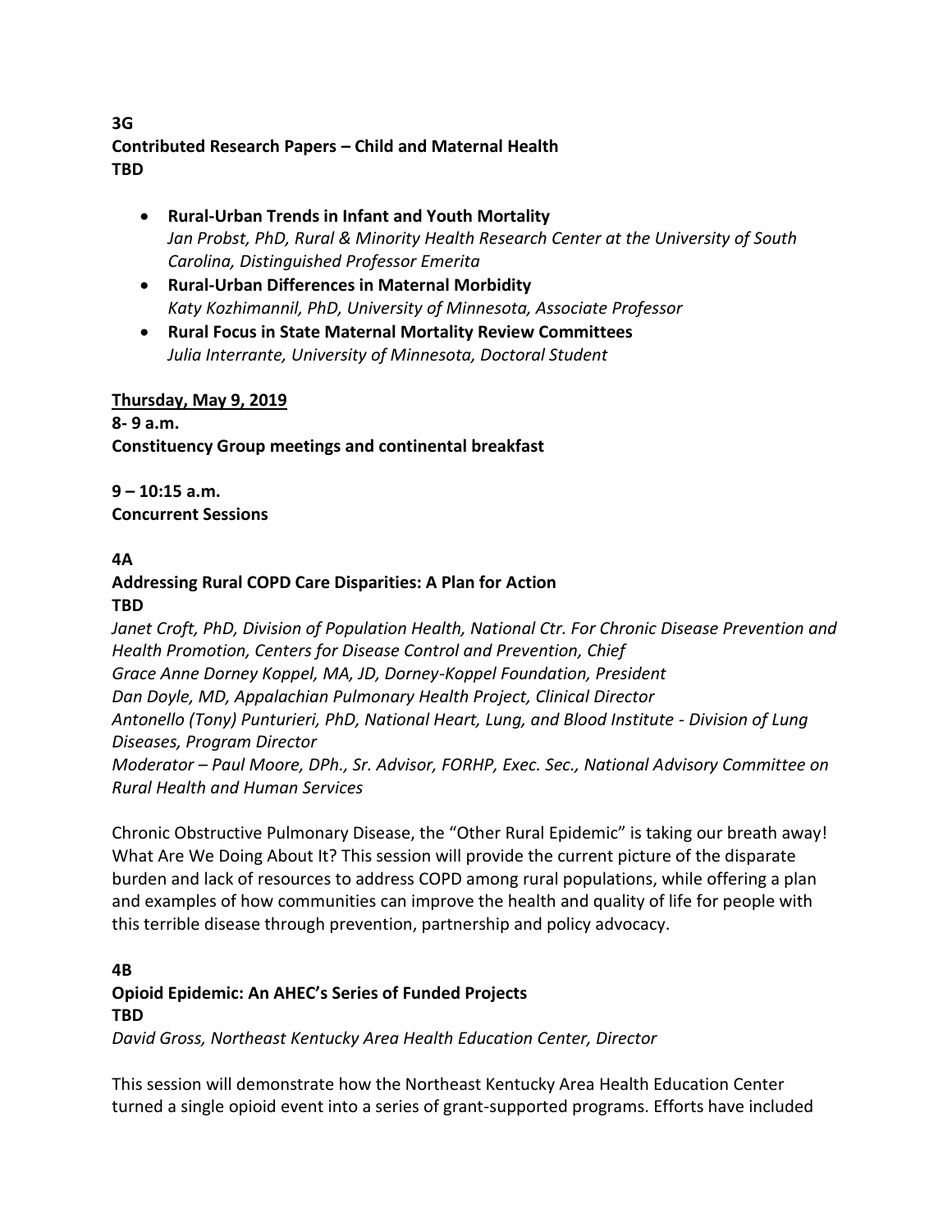**3G**
**Contributed Research Papers – Child and Maternal Health**
**TBD**

- **Rural-Urban Trends in Infant and Youth Mortality**
  *Jan Probst, PhD, Rural & Minority Health Research Center at the University of South Carolina, Distinguished Professor Emerita*
- **Rural-Urban Differences in Maternal Morbidity**
  *Katy Kozhimannil, PhD, University of Minnesota, Associate Professor*
- **Rural Focus in State Maternal Mortality Review Committees**
  *Julia Interrante, University of Minnesota, Doctoral Student*

**Thursday, May 9, 2019**
**8- 9 a.m.**
**Constituency Group meetings and continental breakfast**

**9 – 10:15 a.m.**
**Concurrent Sessions**

**4A**
**Addressing Rural COPD Care Disparities: A Plan for Action**
**TBD**
*Janet Croft, PhD, Division of Population Health, National Ctr. For Chronic Disease Prevention and Health Promotion, Centers for Disease Control and Prevention, Chief*
*Grace Anne Dorney Koppel, MA, JD, Dorney-Koppel Foundation, President*
*Dan Doyle, MD, Appalachian Pulmonary Health Project, Clinical Director*
*Antonello (Tony) Punturieri, PhD, National Heart, Lung, and Blood Institute - Division of Lung Diseases, Program Director*
*Moderator – Paul Moore, DPh., Sr. Advisor, FORHP, Exec. Sec., National Advisory Committee on Rural Health and Human Services*

Chronic Obstructive Pulmonary Disease, the "Other Rural Epidemic" is taking our breath away! What Are We Doing About It? This session will provide the current picture of the disparate burden and lack of resources to address COPD among rural populations, while offering a plan and examples of how communities can improve the health and quality of life for people with this terrible disease through prevention, partnership and policy advocacy.

**4B**
**Opioid Epidemic: An AHEC's Series of Funded Projects**
**TBD**
*David Gross, Northeast Kentucky Area Health Education Center, Director*

This session will demonstrate how the Northeast Kentucky Area Health Education Center turned a single opioid event into a series of grant-supported programs. Efforts have included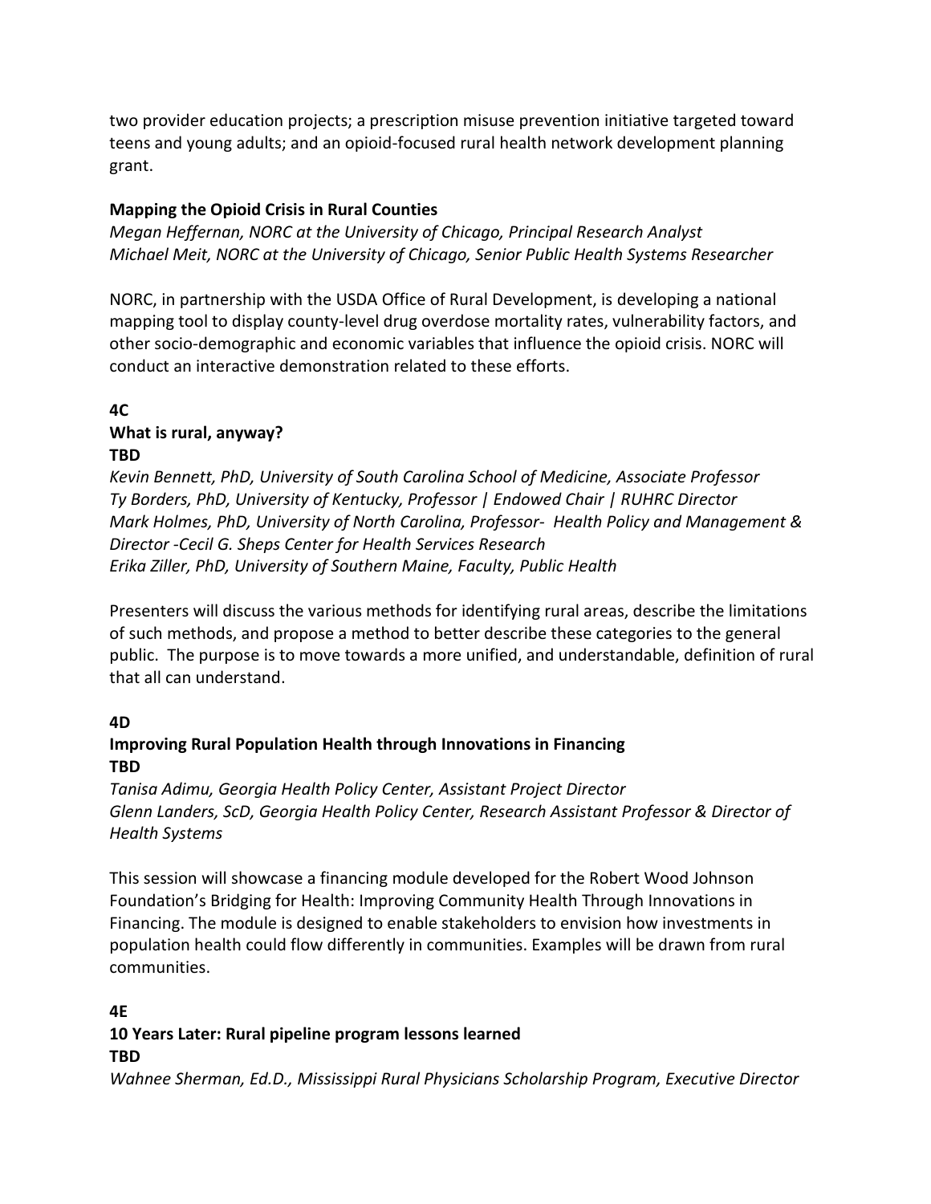two provider education projects; a prescription misuse prevention initiative targeted toward teens and young adults; and an opioid-focused rural health network development planning grant.

**Mapping the Opioid Crisis in Rural Counties**

*Megan Heffernan, NORC at the University of Chicago, Principal Research Analyst*
*Michael Meit, NORC at the University of Chicago, Senior Public Health Systems Researcher*

NORC, in partnership with the USDA Office of Rural Development, is developing a national mapping tool to display county-level drug overdose mortality rates, vulnerability factors, and other socio-demographic and economic variables that influence the opioid crisis. NORC will conduct an interactive demonstration related to these efforts.

**4C**

**What is rural, anyway?**

**TBD**

*Kevin Bennett, PhD, University of South Carolina School of Medicine, Associate Professor*
*Ty Borders, PhD, University of Kentucky, Professor | Endowed Chair | RUHRC Director*
*Mark Holmes, PhD, University of North Carolina, Professor- Health Policy and Management & Director -Cecil G. Sheps Center for Health Services Research*
*Erika Ziller, PhD, University of Southern Maine, Faculty, Public Health*

Presenters will discuss the various methods for identifying rural areas, describe the limitations of such methods, and propose a method to better describe these categories to the general public. The purpose is to move towards a more unified, and understandable, definition of rural that all can understand.

**4D**

**Improving Rural Population Health through Innovations in Financing**

**TBD**

*Tanisa Adimu, Georgia Health Policy Center, Assistant Project Director*
*Glenn Landers, ScD, Georgia Health Policy Center, Research Assistant Professor & Director of Health Systems*

This session will showcase a financing module developed for the Robert Wood Johnson Foundation's Bridging for Health: Improving Community Health Through Innovations in Financing. The module is designed to enable stakeholders to envision how investments in population health could flow differently in communities. Examples will be drawn from rural communities.

**4E**

**10 Years Later: Rural pipeline program lessons learned**

**TBD**

*Wahnee Sherman, Ed.D., Mississippi Rural Physicians Scholarship Program, Executive Director*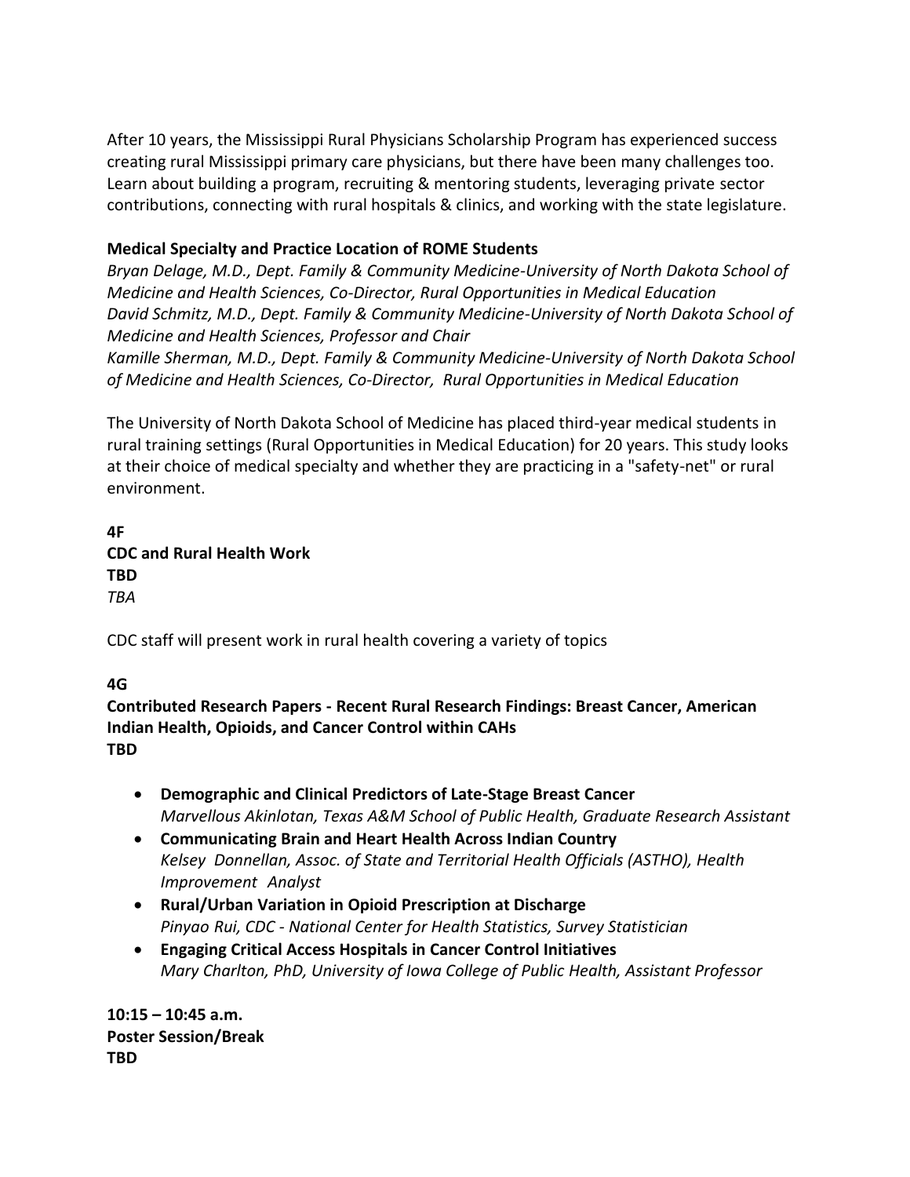After 10 years, the Mississippi Rural Physicians Scholarship Program has experienced success creating rural Mississippi primary care physicians, but there have been many challenges too. Learn about building a program, recruiting & mentoring students, leveraging private sector contributions, connecting with rural hospitals & clinics, and working with the state legislature.

**Medical Specialty and Practice Location of ROME Students**
*Bryan Delage, M.D., Dept. Family & Community Medicine-University of North Dakota School of Medicine and Health Sciences, Co-Director, Rural Opportunities in Medical Education*
*David Schmitz, M.D., Dept. Family & Community Medicine-University of North Dakota School of Medicine and Health Sciences, Professor and Chair*
*Kamille Sherman, M.D., Dept. Family & Community Medicine-University of North Dakota School of Medicine and Health Sciences, Co-Director, Rural Opportunities in Medical Education*

The University of North Dakota School of Medicine has placed third-year medical students in rural training settings (Rural Opportunities in Medical Education) for 20 years. This study looks at their choice of medical specialty and whether they are practicing in a "safety-net" or rural environment.

**4F**
**CDC and Rural Health Work**
**TBD**
*TBA*

CDC staff will present work in rural health covering a variety of topics

**4G**
**Contributed Research Papers - Recent Rural Research Findings: Breast Cancer, American Indian Health, Opioids, and Cancer Control within CAHs**
**TBD**

- **Demographic and Clinical Predictors of Late-Stage Breast Cancer**
  *Marvellous Akinlotan, Texas A&M School of Public Health, Graduate Research Assistant*
- **Communicating Brain and Heart Health Across Indian Country**
  *Kelsey Donnellan, Assoc. of State and Territorial Health Officials (ASTHO), Health Improvement Analyst*
- **Rural/Urban Variation in Opioid Prescription at Discharge**
  *Pinyao Rui, CDC - National Center for Health Statistics, Survey Statistician*
- **Engaging Critical Access Hospitals in Cancer Control Initiatives**
  *Mary Charlton, PhD, University of Iowa College of Public Health, Assistant Professor*

**10:15 – 10:45 a.m.**
**Poster Session/Break**
**TBD**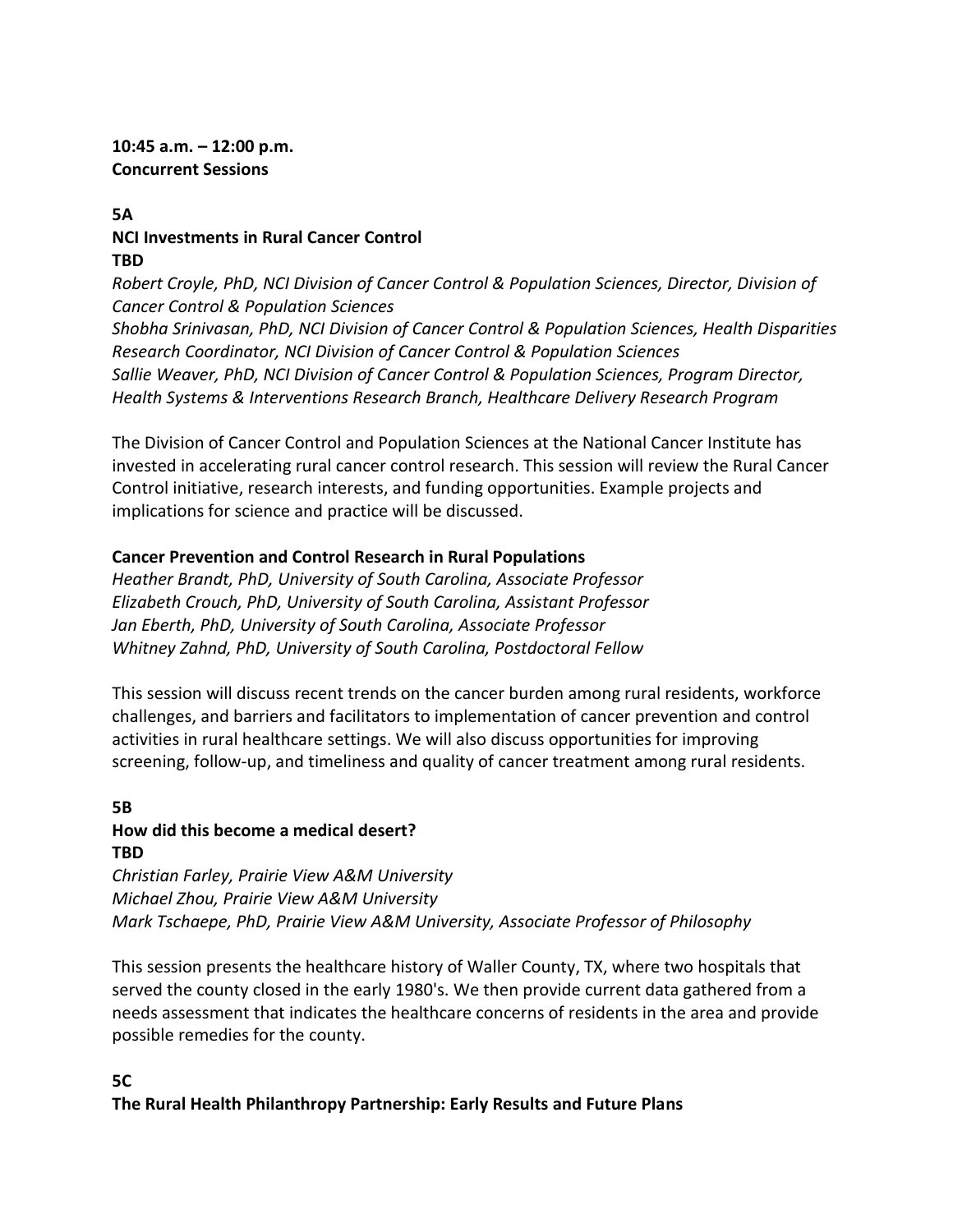**10:45 a.m. – 12:00 p.m.**
**Concurrent Sessions**

**5A**
**NCI Investments in Rural Cancer Control**
**TBD**
*Robert Croyle, PhD, NCI Division of Cancer Control & Population Sciences, Director, Division of Cancer Control & Population Sciences*
*Shobha Srinivasan, PhD, NCI Division of Cancer Control & Population Sciences, Health Disparities Research Coordinator, NCI Division of Cancer Control & Population Sciences*
*Sallie Weaver, PhD, NCI Division of Cancer Control & Population Sciences, Program Director, Health Systems & Interventions Research Branch, Healthcare Delivery Research Program*

The Division of Cancer Control and Population Sciences at the National Cancer Institute has invested in accelerating rural cancer control research. This session will review the Rural Cancer Control initiative, research interests, and funding opportunities. Example projects and implications for science and practice will be discussed.

**Cancer Prevention and Control Research in Rural Populations**
*Heather Brandt, PhD, University of South Carolina, Associate Professor*
*Elizabeth Crouch, PhD, University of South Carolina, Assistant Professor*
*Jan Eberth, PhD, University of South Carolina, Associate Professor*
*Whitney Zahnd, PhD, University of South Carolina, Postdoctoral Fellow*

This session will discuss recent trends on the cancer burden among rural residents, workforce challenges, and barriers and facilitators to implementation of cancer prevention and control activities in rural healthcare settings. We will also discuss opportunities for improving screening, follow-up, and timeliness and quality of cancer treatment among rural residents.

**5B**
**How did this become a medical desert?**
**TBD**
*Christian Farley, Prairie View A&M University*
*Michael Zhou, Prairie View A&M University*
*Mark Tschaepe, PhD, Prairie View A&M University, Associate Professor of Philosophy*

This session presents the healthcare history of Waller County, TX, where two hospitals that served the county closed in the early 1980's. We then provide current data gathered from a needs assessment that indicates the healthcare concerns of residents in the area and provide possible remedies for the county.

**5C**
**The Rural Health Philanthropy Partnership: Early Results and Future Plans**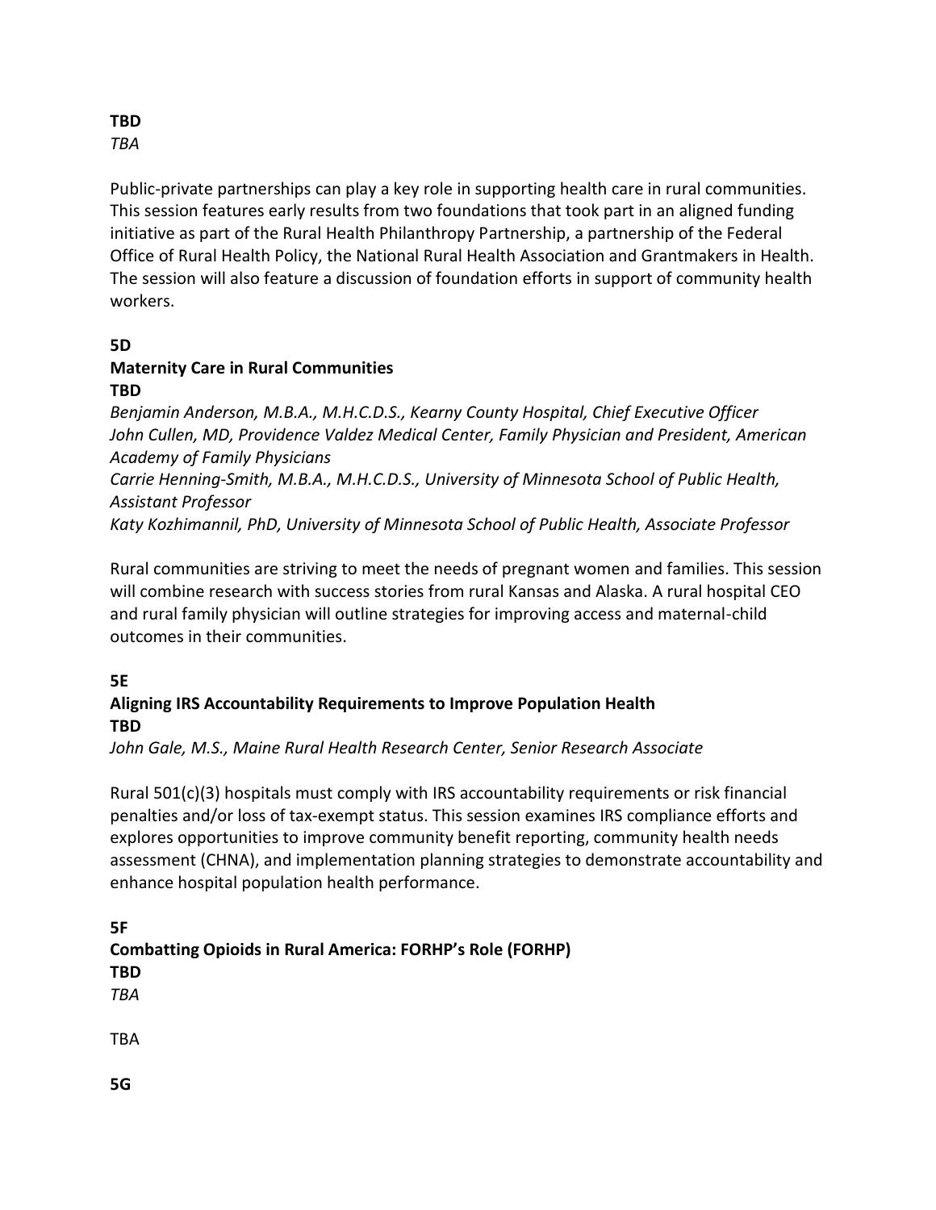**TBD**
*TBA*

Public-private partnerships can play a key role in supporting health care in rural communities. This session features early results from two foundations that took part in an aligned funding initiative as part of the Rural Health Philanthropy Partnership, a partnership of the Federal Office of Rural Health Policy, the National Rural Health Association and Grantmakers in Health. The session will also feature a discussion of foundation efforts in support of community health workers.

**5D**

**Maternity Care in Rural Communities**

**TBD**

*Benjamin Anderson, M.B.A., M.H.C.D.S., Kearny County Hospital, Chief Executive Officer*
*John Cullen, MD, Providence Valdez Medical Center, Family Physician and President, American Academy of Family Physicians*
*Carrie Henning-Smith, M.B.A., M.H.C.D.S., University of Minnesota School of Public Health, Assistant Professor*
*Katy Kozhimannil, PhD, University of Minnesota School of Public Health, Associate Professor*

Rural communities are striving to meet the needs of pregnant women and families. This session will combine research with success stories from rural Kansas and Alaska. A rural hospital CEO and rural family physician will outline strategies for improving access and maternal-child outcomes in their communities.

**5E**

**Aligning IRS Accountability Requirements to Improve Population Health**

**TBD**

*John Gale, M.S., Maine Rural Health Research Center, Senior Research Associate*

Rural 501(c)(3) hospitals must comply with IRS accountability requirements or risk financial penalties and/or loss of tax-exempt status. This session examines IRS compliance efforts and explores opportunities to improve community benefit reporting, community health needs assessment (CHNA), and implementation planning strategies to demonstrate accountability and enhance hospital population health performance.

**5F**

**Combatting Opioids in Rural America: FORHP's Role (FORHP)**

**TBD**

*TBA*

TBA

**5G**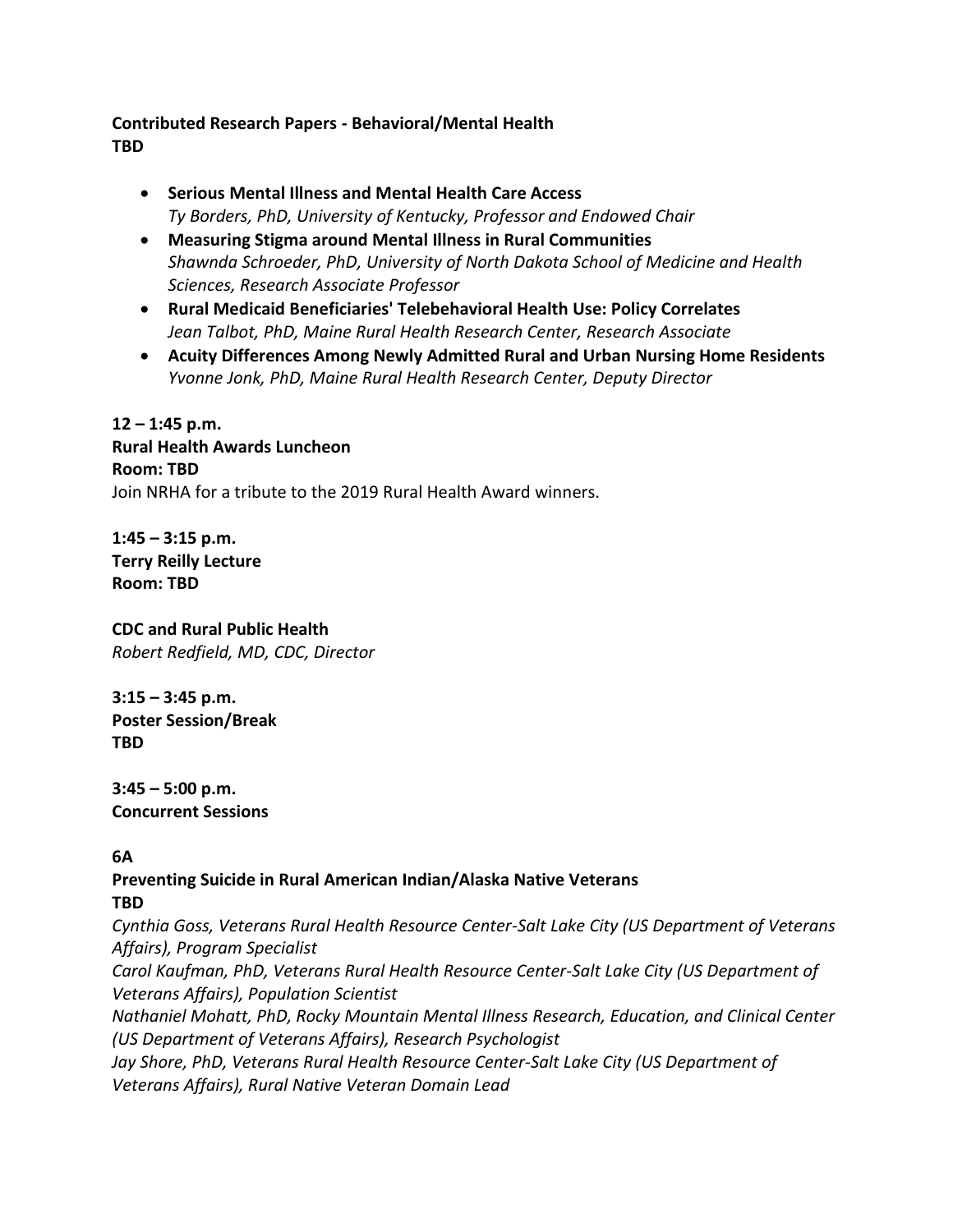**Contributed Research Papers - Behavioral/Mental Health**
**TBD**

- **Serious Mental Illness and Mental Health Care Access**
  *Ty Borders, PhD, University of Kentucky, Professor and Endowed Chair*
- **Measuring Stigma around Mental Illness in Rural Communities**
  *Shawnda Schroeder, PhD, University of North Dakota School of Medicine and Health Sciences, Research Associate Professor*
- **Rural Medicaid Beneficiaries' Telebehavioral Health Use: Policy Correlates**
  *Jean Talbot, PhD, Maine Rural Health Research Center, Research Associate*
- **Acuity Differences Among Newly Admitted Rural and Urban Nursing Home Residents**
  *Yvonne Jonk, PhD, Maine Rural Health Research Center, Deputy Director*

**12 – 1:45 p.m.**
**Rural Health Awards Luncheon**
**Room: TBD**
Join NRHA for a tribute to the 2019 Rural Health Award winners.

**1:45 – 3:15 p.m.**
**Terry Reilly Lecture**
**Room: TBD**

**CDC and Rural Public Health**
*Robert Redfield, MD, CDC, Director*

**3:15 – 3:45 p.m.**
**Poster Session/Break**
**TBD**

**3:45 – 5:00 p.m.**
**Concurrent Sessions**

**6A**
**Preventing Suicide in Rural American Indian/Alaska Native Veterans**
**TBD**
*Cynthia Goss, Veterans Rural Health Resource Center-Salt Lake City (US Department of Veterans Affairs), Program Specialist*
*Carol Kaufman, PhD, Veterans Rural Health Resource Center-Salt Lake City (US Department of Veterans Affairs), Population Scientist*
*Nathaniel Mohatt, PhD, Rocky Mountain Mental Illness Research, Education, and Clinical Center (US Department of Veterans Affairs), Research Psychologist*
*Jay Shore, PhD, Veterans Rural Health Resource Center-Salt Lake City (US Department of Veterans Affairs), Rural Native Veteran Domain Lead*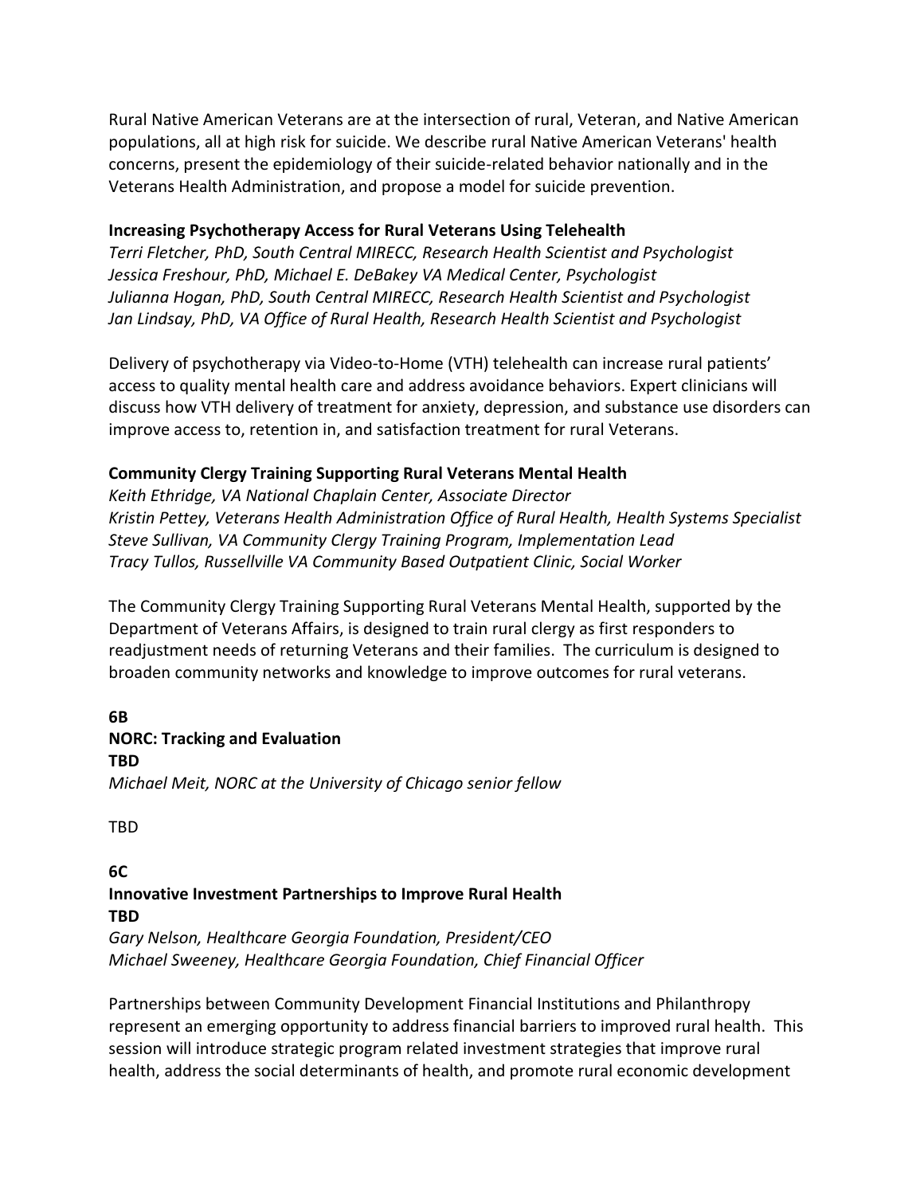Rural Native American Veterans are at the intersection of rural, Veteran, and Native American populations, all at high risk for suicide. We describe rural Native American Veterans' health concerns, present the epidemiology of their suicide-related behavior nationally and in the Veterans Health Administration, and propose a model for suicide prevention.

**Increasing Psychotherapy Access for Rural Veterans Using Telehealth**
*Terri Fletcher, PhD, South Central MIRECC, Research Health Scientist and Psychologist*
*Jessica Freshour, PhD, Michael E. DeBakey VA Medical Center, Psychologist*
*Julianna Hogan, PhD, South Central MIRECC, Research Health Scientist and Psychologist*
*Jan Lindsay, PhD, VA Office of Rural Health, Research Health Scientist and Psychologist*

Delivery of psychotherapy via Video-to-Home (VTH) telehealth can increase rural patients' access to quality mental health care and address avoidance behaviors. Expert clinicians will discuss how VTH delivery of treatment for anxiety, depression, and substance use disorders can improve access to, retention in, and satisfaction treatment for rural Veterans.

**Community Clergy Training Supporting Rural Veterans Mental Health**
*Keith Ethridge, VA National Chaplain Center, Associate Director*
*Kristin Pettey, Veterans Health Administration Office of Rural Health, Health Systems Specialist*
*Steve Sullivan, VA Community Clergy Training Program, Implementation Lead*
*Tracy Tullos, Russellville VA Community Based Outpatient Clinic, Social Worker*

The Community Clergy Training Supporting Rural Veterans Mental Health, supported by the Department of Veterans Affairs, is designed to train rural clergy as first responders to readjustment needs of returning Veterans and their families. The curriculum is designed to broaden community networks and knowledge to improve outcomes for rural veterans.

**6B**
**NORC: Tracking and Evaluation**
**TBD**
*Michael Meit, NORC at the University of Chicago senior fellow*

TBD

**6C**
**Innovative Investment Partnerships to Improve Rural Health**
**TBD**
*Gary Nelson, Healthcare Georgia Foundation, President/CEO*
*Michael Sweeney, Healthcare Georgia Foundation, Chief Financial Officer*

Partnerships between Community Development Financial Institutions and Philanthropy represent an emerging opportunity to address financial barriers to improved rural health. This session will introduce strategic program related investment strategies that improve rural health, address the social determinants of health, and promote rural economic development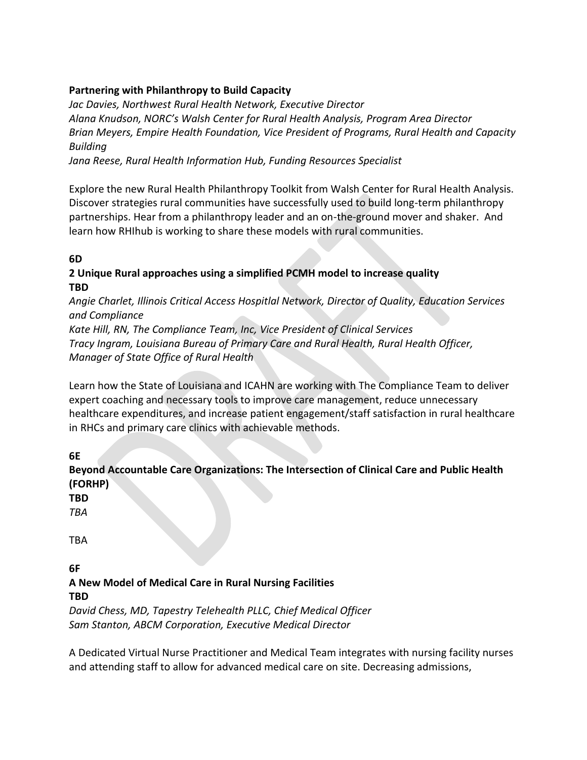**Partnering with Philanthropy to Build Capacity**

*Jac Davies, Northwest Rural Health Network, Executive Director*
*Alana Knudson, NORC's Walsh Center for Rural Health Analysis, Program Area Director*
*Brian Meyers, Empire Health Foundation, Vice President of Programs, Rural Health and Capacity Building*
*Jana Reese, Rural Health Information Hub, Funding Resources Specialist*

Explore the new Rural Health Philanthropy Toolkit from Walsh Center for Rural Health Analysis. Discover strategies rural communities have successfully used to build long-term philanthropy partnerships. Hear from a philanthropy leader and an on-the-ground mover and shaker. And learn how RHIhub is working to share these models with rural communities.

**6D**

**2 Unique Rural approaches using a simplified PCMH model to increase quality**
**TBD**

*Angie Charlet, Illinois Critical Access Hospitlal Network, Director of Quality, Education Services and Compliance*
*Kate Hill, RN, The Compliance Team, Inc, Vice President of Clinical Services*
*Tracy Ingram, Louisiana Bureau of Primary Care and Rural Health, Rural Health Officer, Manager of State Office of Rural Health*

Learn how the State of Louisiana and ICAHN are working with The Compliance Team to deliver expert coaching and necessary tools to improve care management, reduce unnecessary healthcare expenditures, and increase patient engagement/staff satisfaction in rural healthcare in RHCs and primary care clinics with achievable methods.

**6E**

**Beyond Accountable Care Organizations: The Intersection of Clinical Care and Public Health (FORHP)**
**TBD**

*TBA*

TBA

**6F**

**A New Model of Medical Care in Rural Nursing Facilities**
**TBD**

*David Chess, MD, Tapestry Telehealth PLLC, Chief Medical Officer*
*Sam Stanton, ABCM Corporation, Executive Medical Director*

A Dedicated Virtual Nurse Practitioner and Medical Team integrates with nursing facility nurses and attending staff to allow for advanced medical care on site. Decreasing admissions,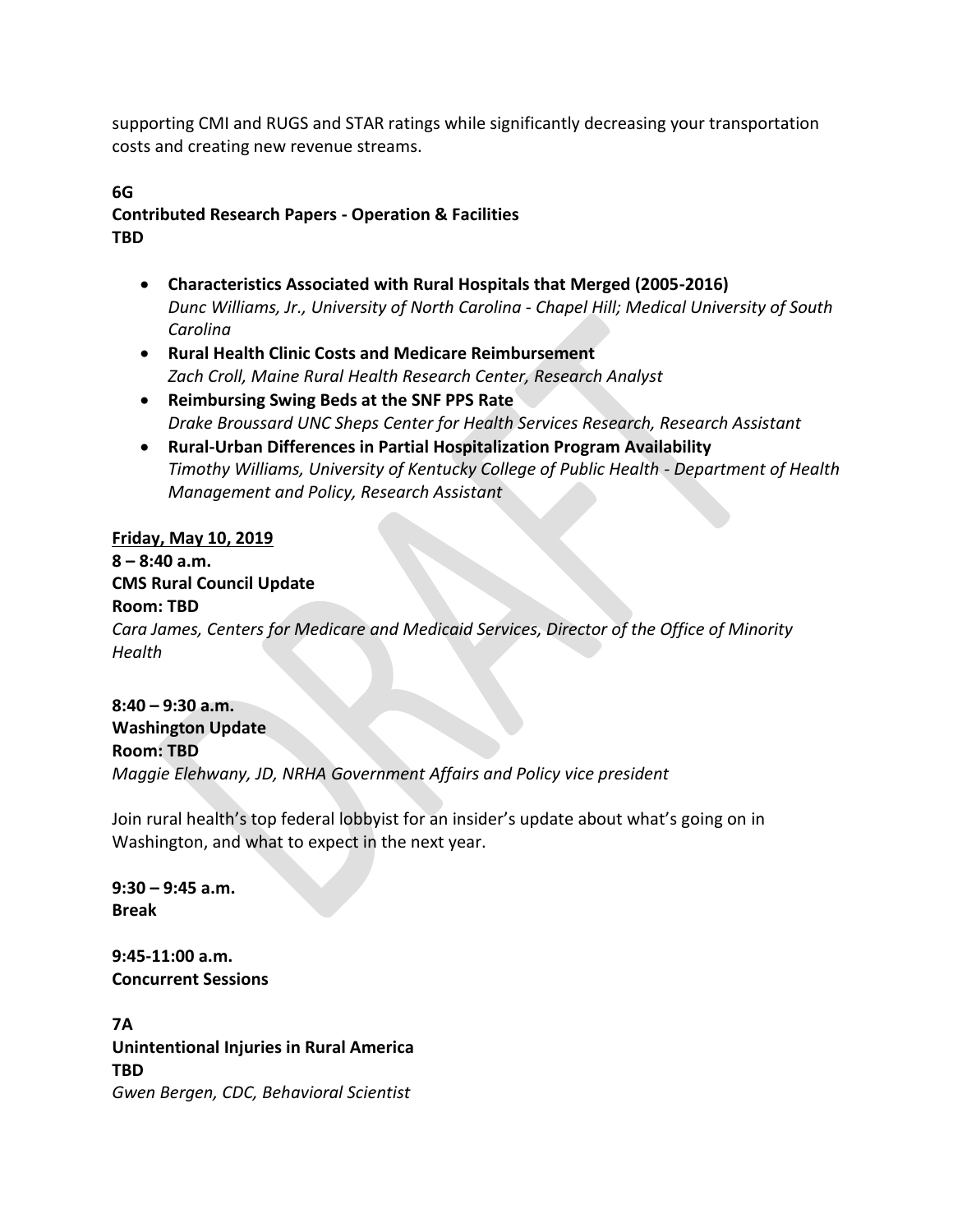supporting CMI and RUGS and STAR ratings while significantly decreasing your transportation costs and creating new revenue streams.

**6G**
**Contributed Research Papers - Operation & Facilities**
**TBD**

- **Characteristics Associated with Rural Hospitals that Merged (2005-2016)**
  *Dunc Williams, Jr., University of North Carolina - Chapel Hill; Medical University of South Carolina*
- **Rural Health Clinic Costs and Medicare Reimbursement**
  *Zach Croll, Maine Rural Health Research Center, Research Analyst*
- **Reimbursing Swing Beds at the SNF PPS Rate**
  *Drake Broussard UNC Sheps Center for Health Services Research, Research Assistant*
- **Rural-Urban Differences in Partial Hospitalization Program Availability**
  *Timothy Williams, University of Kentucky College of Public Health - Department of Health Management and Policy, Research Assistant*

**<u>Friday, May 10, 2019</u>**
**8 – 8:40 a.m.**
**CMS Rural Council Update**
**Room: TBD**
*Cara James, Centers for Medicare and Medicaid Services, Director of the Office of Minority Health*

**8:40 – 9:30 a.m.**
**Washington Update**
**Room: TBD**
*Maggie Elehwany, JD, NRHA Government Affairs and Policy vice president*

Join rural health's top federal lobbyist for an insider's update about what's going on in Washington, and what to expect in the next year.

**9:30 – 9:45 a.m.**
**Break**

**9:45-11:00 a.m.**
**Concurrent Sessions**

**7A**
**Unintentional Injuries in Rural America**
**TBD**
*Gwen Bergen, CDC, Behavioral Scientist*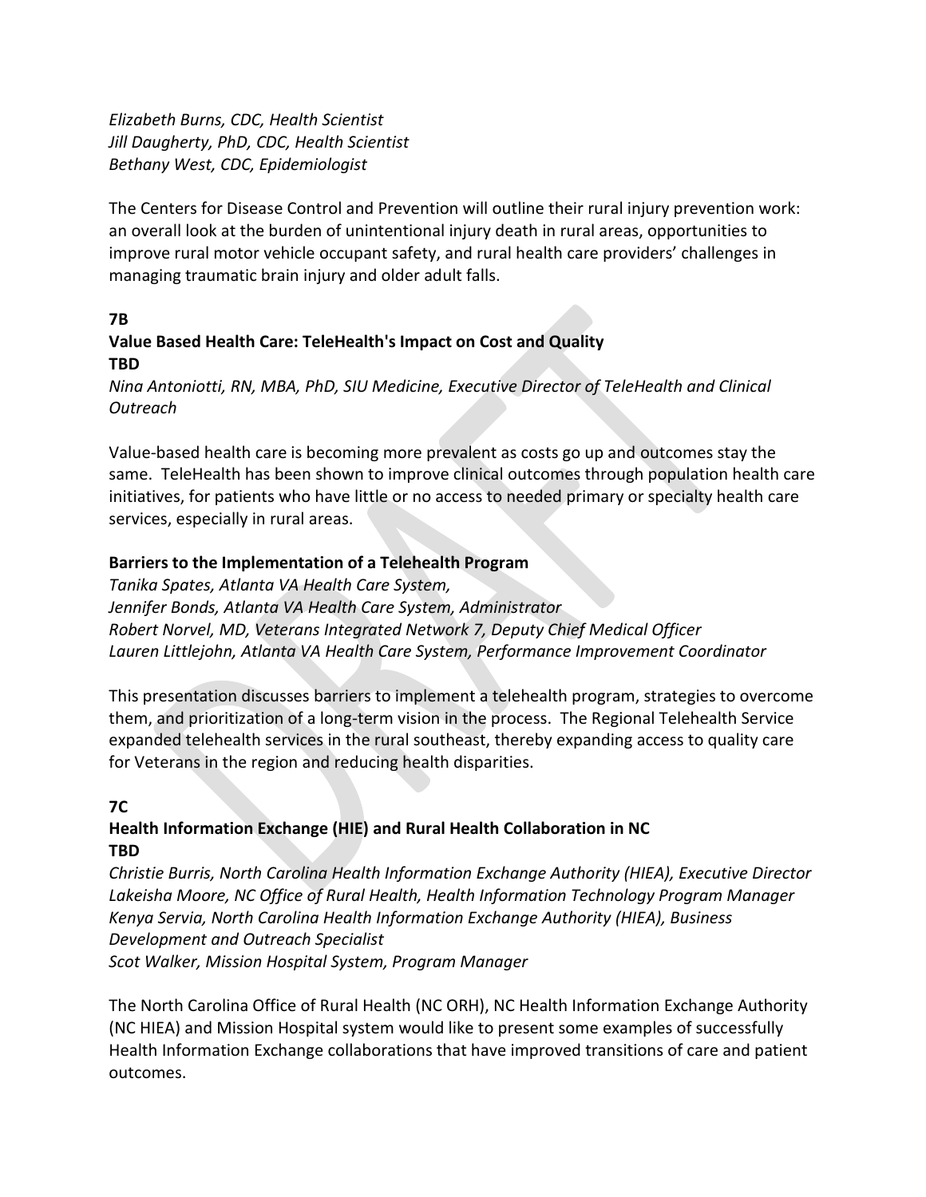*Elizabeth Burns, CDC, Health Scientist*
*Jill Daugherty, PhD, CDC, Health Scientist*
*Bethany West, CDC, Epidemiologist*

The Centers for Disease Control and Prevention will outline their rural injury prevention work: an overall look at the burden of unintentional injury death in rural areas, opportunities to improve rural motor vehicle occupant safety, and rural health care providers' challenges in managing traumatic brain injury and older adult falls.

**7B**

**Value Based Health Care: TeleHealth's Impact on Cost and Quality**
**TBD**

*Nina Antoniotti, RN, MBA, PhD, SIU Medicine, Executive Director of TeleHealth and Clinical Outreach*

Value-based health care is becoming more prevalent as costs go up and outcomes stay the same. TeleHealth has been shown to improve clinical outcomes through population health care initiatives, for patients who have little or no access to needed primary or specialty health care services, especially in rural areas.

**Barriers to the Implementation of a Telehealth Program**

*Tanika Spates, Atlanta VA Health Care System,*
*Jennifer Bonds, Atlanta VA Health Care System, Administrator*
*Robert Norvel, MD, Veterans Integrated Network 7, Deputy Chief Medical Officer*
*Lauren Littlejohn, Atlanta VA Health Care System, Performance Improvement Coordinator*

This presentation discusses barriers to implement a telehealth program, strategies to overcome them, and prioritization of a long-term vision in the process. The Regional Telehealth Service expanded telehealth services in the rural southeast, thereby expanding access to quality care for Veterans in the region and reducing health disparities.

**7C**

**Health Information Exchange (HIE) and Rural Health Collaboration in NC**
**TBD**

*Christie Burris, North Carolina Health Information Exchange Authority (HIEA), Executive Director*
*Lakeisha Moore, NC Office of Rural Health, Health Information Technology Program Manager*
*Kenya Servia, North Carolina Health Information Exchange Authority (HIEA), Business Development and Outreach Specialist*
*Scot Walker, Mission Hospital System, Program Manager*

The North Carolina Office of Rural Health (NC ORH), NC Health Information Exchange Authority (NC HIEA) and Mission Hospital system would like to present some examples of successfully Health Information Exchange collaborations that have improved transitions of care and patient outcomes.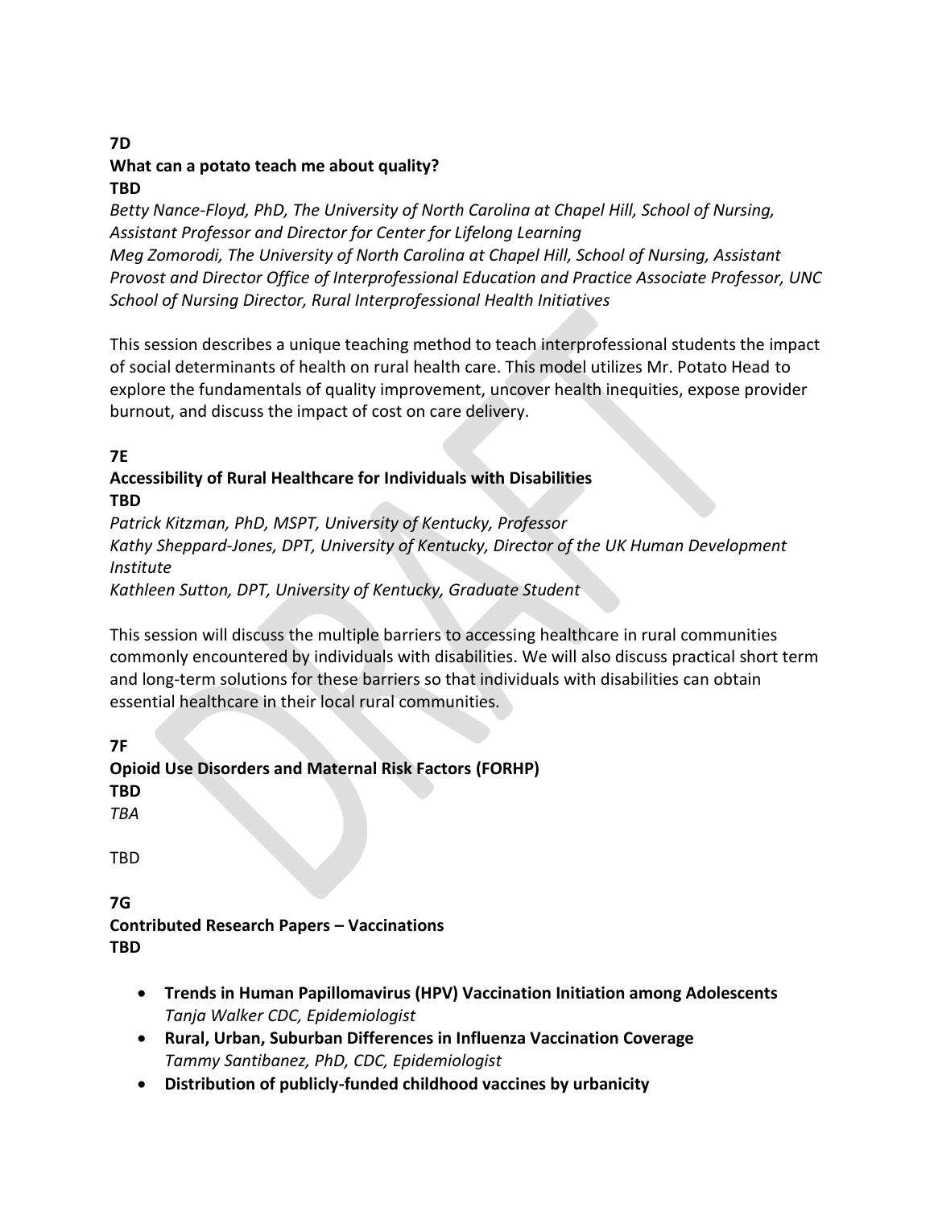**7D**

**What can a potato teach me about quality?**

**TBD**

*Betty Nance-Floyd, PhD, The University of North Carolina at Chapel Hill, School of Nursing, Assistant Professor and Director for Center for Lifelong Learning*

*Meg Zomorodi, The University of North Carolina at Chapel Hill, School of Nursing, Assistant Provost and Director Office of Interprofessional Education and Practice Associate Professor, UNC School of Nursing Director, Rural Interprofessional Health Initiatives*

This session describes a unique teaching method to teach interprofessional students the impact of social determinants of health on rural health care. This model utilizes Mr. Potato Head to explore the fundamentals of quality improvement, uncover health inequities, expose provider burnout, and discuss the impact of cost on care delivery.

**7E**

**Accessibility of Rural Healthcare for Individuals with Disabilities**

**TBD**

*Patrick Kitzman, PhD, MSPT, University of Kentucky, Professor*

*Kathy Sheppard-Jones, DPT, University of Kentucky, Director of the UK Human Development Institute*

*Kathleen Sutton, DPT, University of Kentucky, Graduate Student*

This session will discuss the multiple barriers to accessing healthcare in rural communities commonly encountered by individuals with disabilities. We will also discuss practical short term and long-term solutions for these barriers so that individuals with disabilities can obtain essential healthcare in their local rural communities.

**7F**

**Opioid Use Disorders and Maternal Risk Factors (FORHP)**

**TBD**

*TBA*

TBD

**7G**

**Contributed Research Papers – Vaccinations**

**TBD**

- **Trends in Human Papillomavirus (HPV) Vaccination Initiation among Adolescents**
  *Tanja Walker CDC, Epidemiologist*
- **Rural, Urban, Suburban Differences in Influenza Vaccination Coverage**
  *Tammy Santibanez, PhD, CDC, Epidemiologist*
- **Distribution of publicly-funded childhood vaccines by urbanicity**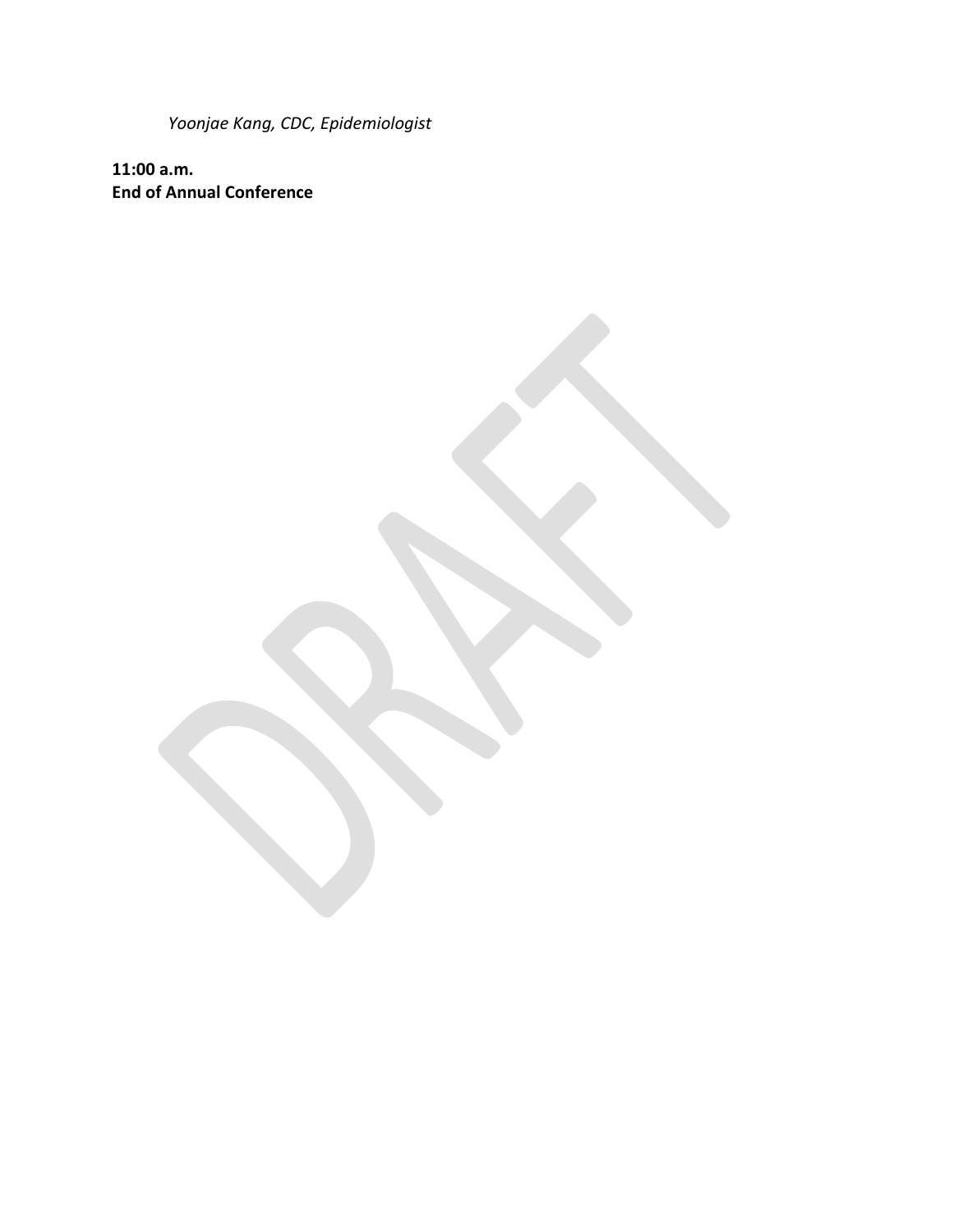*Yoonjae Kang, CDC, Epidemiologist*

**11:00 a.m.**
**End of Annual Conference**